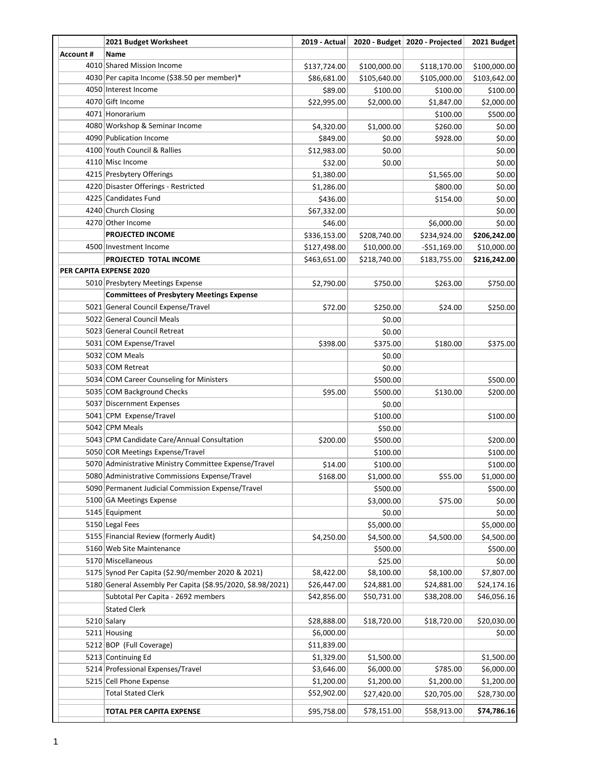| | 2021 Budget Worksheet | 2019 - Actual | 2020 - Budget | 2020 - Projected | 2021 Budget |
|---|---|---|---|---|---|
| **Account #** | **Name** | | | | |
| 4010 | Shared Mission Income | $137,724.00 | $100,000.00 | $118,170.00 | $100,000.00 |
| 4030 | Per capita Income ($38.50 per member)* | $86,681.00 | $105,640.00 | $105,000.00 | $103,642.00 |
| 4050 | Interest Income | $89.00 | $100.00 | $100.00 | $100.00 |
| 4070 | Gift Income | $22,995.00 | $2,000.00 | $1,847.00 | $2,000.00 |
| 4071 | Honorarium | | | $100.00 | $500.00 |
| 4080 | Workshop & Seminar Income | $4,320.00 | $1,000.00 | $260.00 | $0.00 |
| 4090 | Publication Income | $849.00 | $0.00 | $928.00 | $0.00 |
| 4100 | Youth Council & Rallies | $12,983.00 | $0.00 | | $0.00 |
| 4110 | Misc Income | $32.00 | $0.00 | | $0.00 |
| 4215 | Presbytery Offerings | $1,380.00 | | $1,565.00 | $0.00 |
| 4220 | Disaster Offerings - Restricted | $1,286.00 | | $800.00 | $0.00 |
| 4225 | Candidates Fund | $436.00 | | $154.00 | $0.00 |
| 4240 | Church Closing | $67,332.00 | | | $0.00 |
| 4270 | Other Income | $46.00 | | $6,000.00 | $0.00 |
| | **PROJECTED INCOME** | $336,153.00 | $208,740.00 | $234,924.00 | **$206,242.00** |
| 4500 | Investment Income | $127,498.00 | $10,000.00 | -$51,169.00 | $10,000.00 |
| | **PROJECTED TOTAL INCOME** | $463,651.00 | $218,740.00 | $183,755.00 | **$216,242.00** |
| **PER CAPITA EXPENSE 2020** | | | | | |
| 5010 | Presbytery Meetings Expense | $2,790.00 | $750.00 | $263.00 | $750.00 |
| | **Committees of Presbytery Meetings Expense** | | | | |
| 5021 | General Council Expense/Travel | $72.00 | $250.00 | $24.00 | $250.00 |
| 5022 | General Council Meals | | $0.00 | | |
| 5023 | General Council Retreat | | $0.00 | | |
| 5031 | COM Expense/Travel | $398.00 | $375.00 | $180.00 | $375.00 |
| 5032 | COM Meals | | $0.00 | | |
| 5033 | COM Retreat | | $0.00 | | |
| 5034 | COM Career Counseling for Ministers | | $500.00 | | $500.00 |
| 5035 | COM Background Checks | $95.00 | $500.00 | $130.00 | $200.00 |
| 5037 | Discernment Expenses | | $0.00 | | |
| 5041 | CPM Expense/Travel | | $100.00 | | $100.00 |
| 5042 | CPM Meals | | $50.00 | | |
| 5043 | CPM Candidate Care/Annual Consultation | $200.00 | $500.00 | | $200.00 |
| 5050 | COR Meetings Expense/Travel | | $100.00 | | $100.00 |
| 5070 | Administrative Ministry Committee Expense/Travel | $14.00 | $100.00 | | $100.00 |
| 5080 | Administrative Commissions Expense/Travel | $168.00 | $1,000.00 | $55.00 | $1,000.00 |
| 5090 | Permanent Judicial Commission Expense/Travel | | $500.00 | | $500.00 |
| 5100 | GA Meetings Expense | | $3,000.00 | $75.00 | $0.00 |
| 5145 | Equipment | | $0.00 | | $0.00 |
| 5150 | Legal Fees | | $5,000.00 | | $5,000.00 |
| 5155 | Financial Review (formerly Audit) | $4,250.00 | $4,500.00 | $4,500.00 | $4,500.00 |
| 5160 | Web Site Maintenance | | $500.00 | | $500.00 |
| 5170 | Miscellaneous | | $25.00 | | $0.00 |
| 5175 | Synod Per Capita ($2.90/member 2020 & 2021) | $8,422.00 | $8,100.00 | $8,100.00 | $7,807.00 |
| 5180 | General Assembly Per Capita ($8.95/2020, $8.98/2021) | $26,447.00 | $24,881.00 | $24,881.00 | $24,174.16 |
| | Subtotal Per Capita - 2692 members | $42,856.00 | $50,731.00 | $38,208.00 | $46,056.16 |
| | Stated Clerk | | | | |
| 5210 | Salary | $28,888.00 | $18,720.00 | $18,720.00 | $20,030.00 |
| 5211 | Housing | $6,000.00 | | | $0.00 |
| 5212 | BOP (Full Coverage) | $11,839.00 | | | |
| 5213 | Continuing Ed | $1,329.00 | $1,500.00 | | $1,500.00 |
| 5214 | Professional Expenses/Travel | $3,646.00 | $6,000.00 | $785.00 | $6,000.00 |
| 5215 | Cell Phone Expense | $1,200.00 | $1,200.00 | $1,200.00 | $1,200.00 |
| | Total Stated Clerk | $52,902.00 | $27,420.00 | $20,705.00 | $28,730.00 |
| | **TOTAL PER CAPITA EXPENSE** | $95,758.00 | $78,151.00 | $58,913.00 | **$74,786.16** |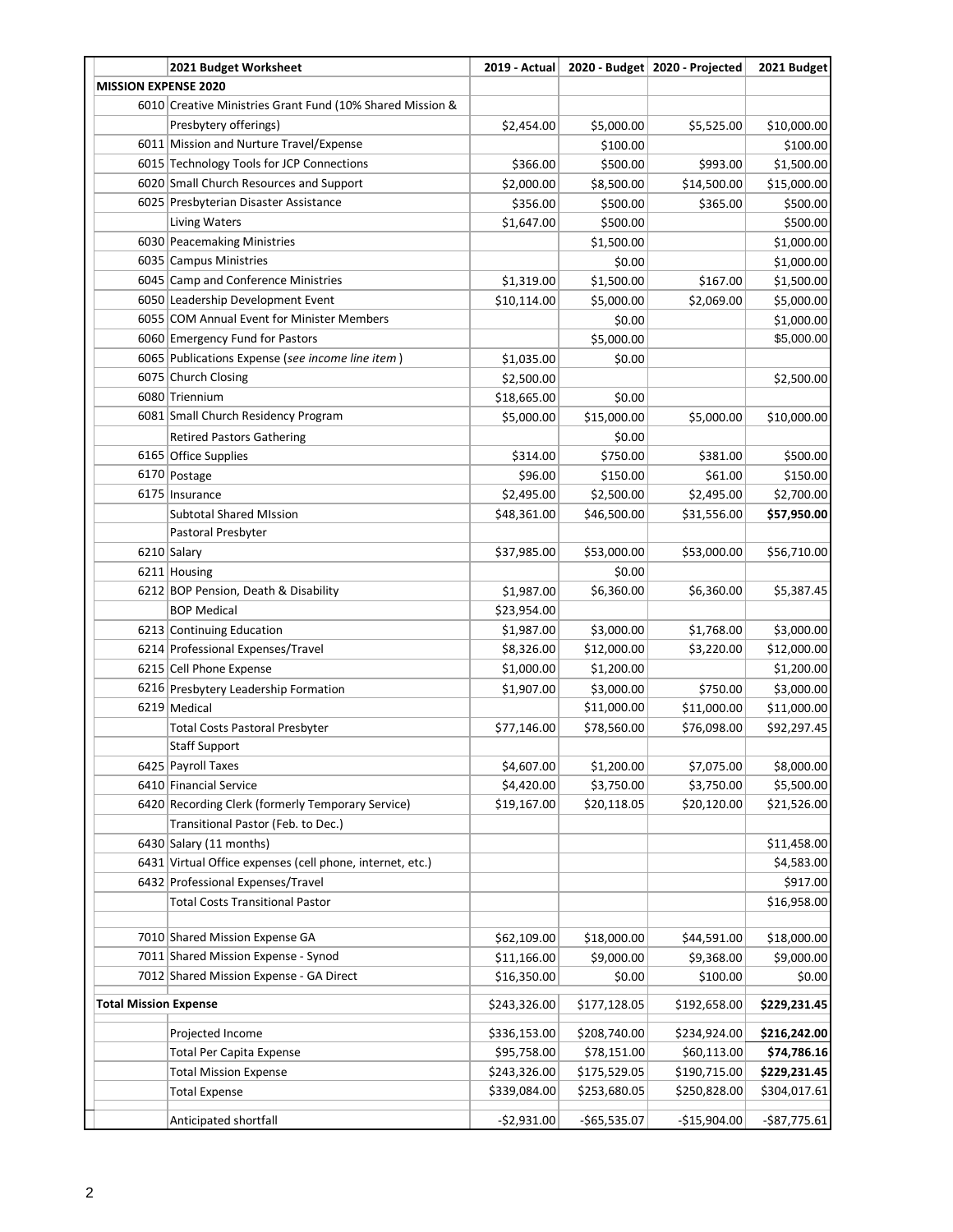| | 2021 Budget Worksheet | 2019 - Actual | 2020 - Budget | 2020 - Projected | 2021 Budget |
|---|---|---|---|---|---|
| **MISSION EXPENSE 2020** | | | | | |
| 6010 | Creative Ministries Grant Fund (10% Shared Mission & Presbytery offerings) | $2,454.00 | $5,000.00 | $5,525.00 | $10,000.00 |
| 6011 | Mission and Nurture Travel/Expense | | $100.00 | | $100.00 |
| 6015 | Technology Tools for JCP Connections | $366.00 | $500.00 | $993.00 | $1,500.00 |
| 6020 | Small Church Resources and Support | $2,000.00 | $8,500.00 | $14,500.00 | $15,000.00 |
| 6025 | Presbyterian Disaster Assistance | $356.00 | $500.00 | $365.00 | $500.00 |
| | Living Waters | $1,647.00 | $500.00 | | $500.00 |
| 6030 | Peacemaking Ministries | | $1,500.00 | | $1,000.00 |
| 6035 | Campus Ministries | | $0.00 | | $1,000.00 |
| 6045 | Camp and Conference Ministries | $1,319.00 | $1,500.00 | $167.00 | $1,500.00 |
| 6050 | Leadership Development Event | $10,114.00 | $5,000.00 | $2,069.00 | $5,000.00 |
| 6055 | COM Annual Event for Minister Members | | $0.00 | | $1,000.00 |
| 6060 | Emergency Fund for Pastors | | $5,000.00 | | $5,000.00 |
| 6065 | Publications Expense (*see income line item*) | $1,035.00 | $0.00 | | |
| 6075 | Church Closing | $2,500.00 | | | $2,500.00 |
| 6080 | Triennium | $18,665.00 | $0.00 | | |
| 6081 | Small Church Residency Program | $5,000.00 | $15,000.00 | $5,000.00 | $10,000.00 |
| | Retired Pastors Gathering | | $0.00 | | |
| 6165 | Office Supplies | $314.00 | $750.00 | $381.00 | $500.00 |
| 6170 | Postage | $96.00 | $150.00 | $61.00 | $150.00 |
| 6175 | Insurance | $2,495.00 | $2,500.00 | $2,495.00 | $2,700.00 |
| | Subtotal Shared MIssion | $48,361.00 | $46,500.00 | $31,556.00 | **$57,950.00** |
| | Pastoral Presbyter | | | | |
| 6210 | Salary | $37,985.00 | $53,000.00 | $53,000.00 | $56,710.00 |
| 6211 | Housing | | $0.00 | | |
| 6212 | BOP Pension, Death & Disability | $1,987.00 | $6,360.00 | $6,360.00 | $5,387.45 |
| | BOP Medical | $23,954.00 | | | |
| 6213 | Continuing Education | $1,987.00 | $3,000.00 | $1,768.00 | $3,000.00 |
| 6214 | Professional Expenses/Travel | $8,326.00 | $12,000.00 | $3,220.00 | $12,000.00 |
| 6215 | Cell Phone Expense | $1,000.00 | $1,200.00 | | $1,200.00 |
| 6216 | Presbytery Leadership Formation | $1,907.00 | $3,000.00 | $750.00 | $3,000.00 |
| 6219 | Medical | | $11,000.00 | $11,000.00 | $11,000.00 |
| | Total Costs Pastoral Presbyter | $77,146.00 | $78,560.00 | $76,098.00 | $92,297.45 |
| | Staff Support | | | | |
| 6425 | Payroll Taxes | $4,607.00 | $1,200.00 | $7,075.00 | $8,000.00 |
| 6410 | Financial Service | $4,420.00 | $3,750.00 | $3,750.00 | $5,500.00 |
| 6420 | Recording Clerk (formerly Temporary Service) | $19,167.00 | $20,118.05 | $20,120.00 | $21,526.00 |
| | Transitional Pastor (Feb. to Dec.) | | | | |
| 6430 | Salary (11 months) | | | | $11,458.00 |
| 6431 | Virtual Office expenses (cell phone, internet, etc.) | | | | $4,583.00 |
| 6432 | Professional Expenses/Travel | | | | $917.00 |
| | Total Costs Transitional Pastor | | | | $16,958.00 |
| | | | | | |
| 7010 | Shared Mission Expense GA | $62,109.00 | $18,000.00 | $44,591.00 | $18,000.00 |
| 7011 | Shared Mission Expense - Synod | $11,166.00 | $9,000.00 | $9,368.00 | $9,000.00 |
| 7012 | Shared Mission Expense - GA Direct | $16,350.00 | $0.00 | $100.00 | $0.00 |
| **Total Mission Expense** | | $243,326.00 | $177,128.05 | $192,658.00 | **$229,231.45** |
| | Projected Income | $336,153.00 | $208,740.00 | $234,924.00 | **$216,242.00** |
| | Total Per Capita Expense | $95,758.00 | $78,151.00 | $60,113.00 | **$74,786.16** |
| | Total Mission Expense | $243,326.00 | $175,529.05 | $190,715.00 | **$229,231.45** |
| | Total Expense | $339,084.00 | $253,680.05 | $250,828.00 | $304,017.61 |
| | Anticipated shortfall | -$2,931.00 | -$65,535.07 | -$15,904.00 | -$87,775.61 |